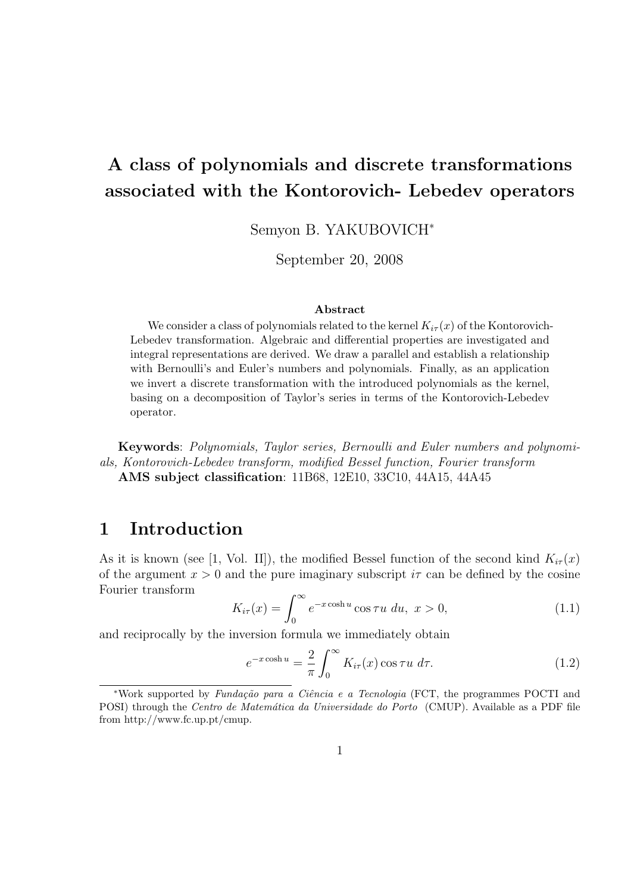# A class of polynomials and discrete transformations associated with the Kontorovich- Lebedev operators

Semyon B. YAKUBOVICH*

September 20, 2008

**Abstract**

We consider a class of polynomials related to the kernel $K_{i\tau}(x)$ of the Kontorovich-Lebedev transformation. Algebraic and differential properties are investigated and integral representations are derived. We draw a parallel and establish a relationship with Bernoulli's and Euler's numbers and polynomials. Finally, as an application we invert a discrete transformation with the introduced polynomials as the kernel, basing on a decomposition of Taylor's series in terms of the Kontorovich-Lebedev operator.

**Keywords**: *Polynomials, Taylor series, Bernoulli and Euler numbers and polynomials, Kontorovich-Lebedev transform, modified Bessel function, Fourier transform*

**AMS subject classification**: 11B68, 12E10, 33C10, 44A15, 44A45

## 1 Introduction

As it is known (see [1, Vol. II]), the modified Bessel function of the second kind $K_{i\tau}(x)$ of the argument $x > 0$ and the pure imaginary subscript $i\tau$ can be defined by the cosine Fourier transform

$$K_{i\tau}(x) = \int_0^\infty e^{-x\cosh u} \cos \tau u \; du, \; x > 0, \tag{1.1}$$

and reciprocally by the inversion formula we immediately obtain

$$e^{-x\cosh u} = \frac{2}{\pi} \int_0^\infty K_{i\tau}(x) \cos \tau u \; d\tau. \tag{1.2}$$

---

*Work supported by *Fundação para a Ciência e a Tecnologia* (FCT, the programmes POCTI and POSI) through the *Centro de Matemática da Universidade do Porto* (CMUP). Available as a PDF file from http://www.fc.up.pt/cmup.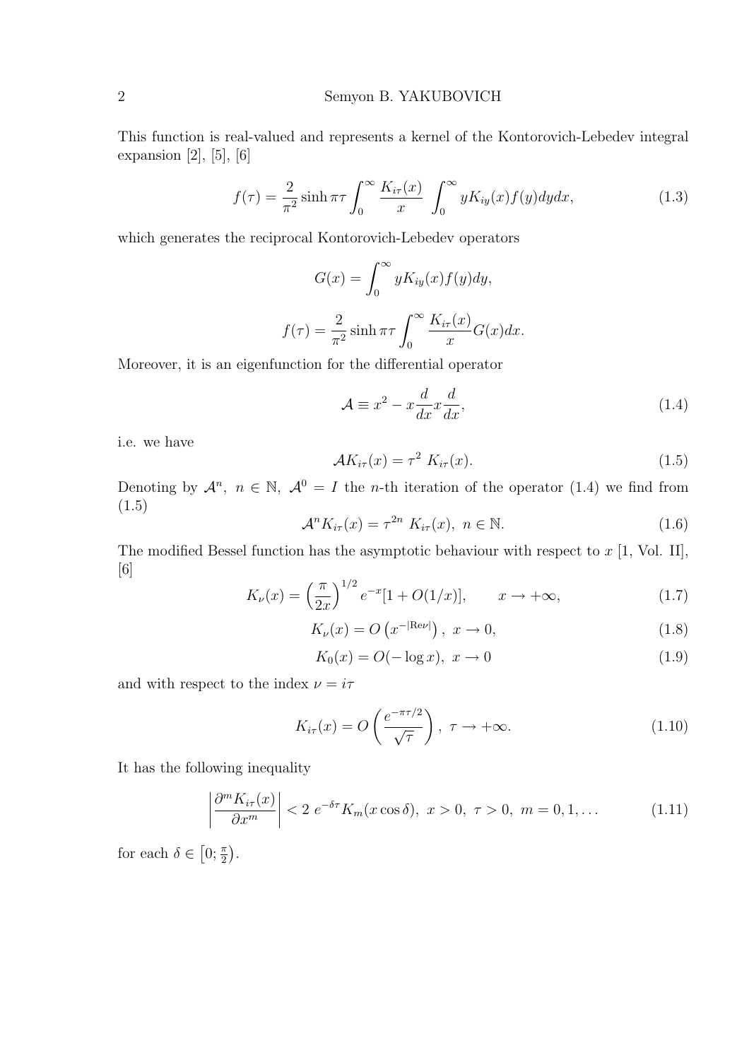This function is real-valued and represents a kernel of the Kontorovich-Lebedev integral expansion [2], [5], [6]

$$f(\tau) = \frac{2}{\pi^2} \sinh \pi\tau \int_0^\infty \frac{K_{i\tau}(x)}{x} \int_0^\infty y K_{iy}(x) f(y) dy dx, \tag{1.3}$$

which generates the reciprocal Kontorovich-Lebedev operators

$$G(x) = \int_0^\infty y K_{iy}(x) f(y) dy,$$

$$f(\tau) = \frac{2}{\pi^2} \sinh \pi\tau \int_0^\infty \frac{K_{i\tau}(x)}{x} G(x) dx.$$

Moreover, it is an eigenfunction for the differential operator

$$\mathcal{A} \equiv x^2 - x\frac{d}{dx} x \frac{d}{dx}, \tag{1.4}$$

i.e. we have

$$\mathcal{A} K_{i\tau}(x) = \tau^2 \; K_{i\tau}(x). \tag{1.5}$$

Denoting by $\mathcal{A}^n, \; n \in \mathbb{N}, \; \mathcal{A}^0 = I$ the $n$-th iteration of the operator (1.4) we find from (1.5)

$$\mathcal{A}^n K_{i\tau}(x) = \tau^{2n} \; K_{i\tau}(x), \; n \in \mathbb{N}. \tag{1.6}$$

The modified Bessel function has the asymptotic behaviour with respect to $x$ [1, Vol. II], [6]

$$K_\nu(x) = \left(\frac{\pi}{2x}\right)^{1/2} e^{-x} [1 + O(1/x)], \qquad x \to +\infty, \tag{1.7}$$

$$K_\nu(x) = O\left(x^{-|\text{Re}\nu|}\right), \; x \to 0, \tag{1.8}$$

$$K_0(x) = O(-\log x), \; x \to 0 \tag{1.9}$$

and with respect to the index $\nu = i\tau$

$$K_{i\tau}(x) = O\left(\frac{e^{-\pi\tau/2}}{\sqrt{\tau}}\right), \; \tau \to +\infty. \tag{1.10}$$

It has the following inequality

$$\left|\frac{\partial^m K_{i\tau}(x)}{\partial x^m}\right| < 2 \; e^{-\delta\tau} K_m(x \cos\delta), \; x > 0, \; \tau > 0, \; m = 0, 1, \ldots \tag{1.11}$$

for each $\delta \in \left[0; \frac{\pi}{2}\right)$.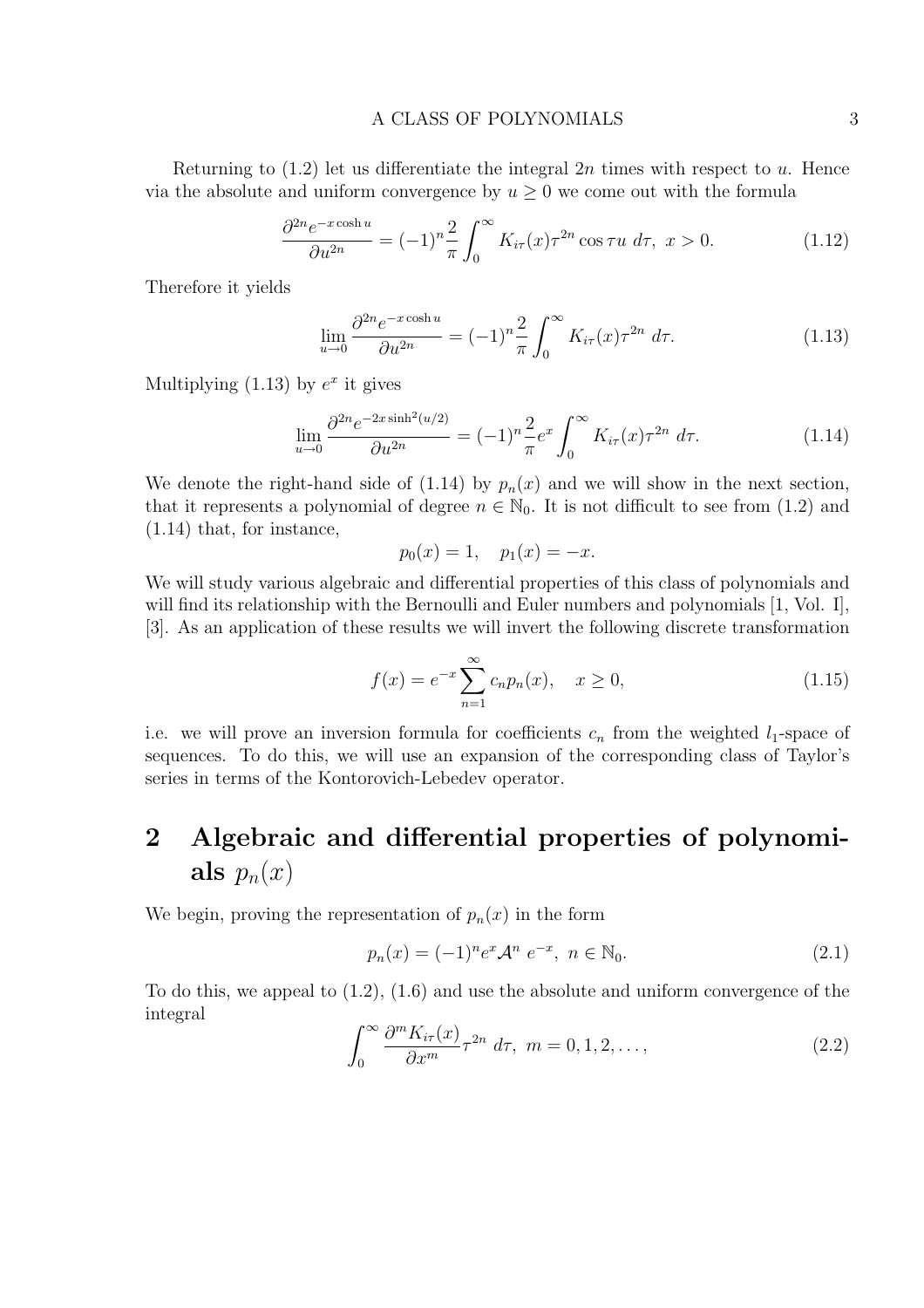Returning to (1.2) let us differentiate the integral $2n$ times with respect to $u$. Hence via the absolute and uniform convergence by $u \geq 0$ we come out with the formula

$$
\frac{\partial^{2n} e^{-x\cosh u}}{\partial u^{2n}} = (-1)^n \frac{2}{\pi} \int_0^\infty K_{i\tau}(x) \tau^{2n} \cos \tau u \; d\tau, \; x > 0. \tag{1.12}
$$

Therefore it yields

$$
\lim_{u \to 0} \frac{\partial^{2n} e^{-x\cosh u}}{\partial u^{2n}} = (-1)^n \frac{2}{\pi} \int_0^\infty K_{i\tau}(x) \tau^{2n} \; d\tau. \tag{1.13}
$$

Multiplying (1.13) by $e^x$ it gives

$$
\lim_{u \to 0} \frac{\partial^{2n} e^{-2x\sinh^2(u/2)}}{\partial u^{2n}} = (-1)^n \frac{2}{\pi} e^x \int_0^\infty K_{i\tau}(x) \tau^{2n} \; d\tau. \tag{1.14}
$$

We denote the right-hand side of (1.14) by $p_n(x)$ and we will show in the next section, that it represents a polynomial of degree $n \in \mathbb{N}_0$. It is not difficult to see from (1.2) and (1.14) that, for instance,

$$
p_0(x) = 1, \quad p_1(x) = -x.
$$

We will study various algebraic and differential properties of this class of polynomials and will find its relationship with the Bernoulli and Euler numbers and polynomials [1, Vol. I], [3]. As an application of these results we will invert the following discrete transformation

$$
f(x) = e^{-x} \sum_{n=1}^\infty c_n p_n(x), \quad x \geq 0, \tag{1.15}
$$

i.e. we will prove an inversion formula for coefficients $c_n$ from the weighted $l_1$-space of sequences. To do this, we will use an expansion of the corresponding class of Taylor's series in terms of the Kontorovich-Lebedev operator.

# 2 Algebraic and differential properties of polynomials $p_n(x)$

We begin, proving the representation of $p_n(x)$ in the form

$$
p_n(x) = (-1)^n e^x \mathcal{A}^n \; e^{-x}, \; n \in \mathbb{N}_0. \tag{2.1}
$$

To do this, we appeal to (1.2), (1.6) and use the absolute and uniform convergence of the integral

$$
\int_0^\infty \frac{\partial^m K_{i\tau}(x)}{\partial x^m} \tau^{2n} \; d\tau, \; m = 0, 1, 2, \ldots, \tag{2.2}
$$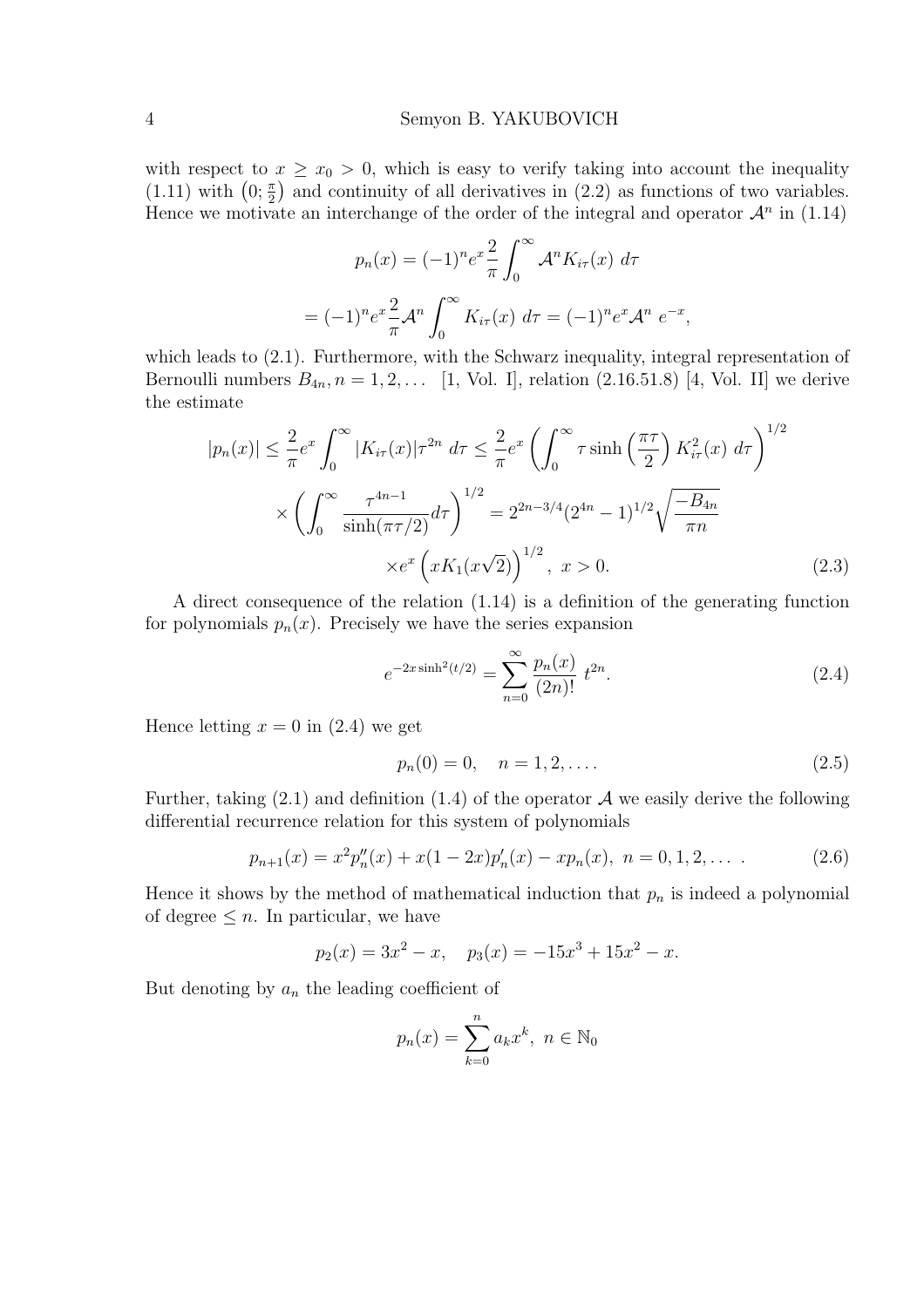with respect to $x \geq x_0 > 0$, which is easy to verify taking into account the inequality (1.11) with $\left(0; \frac{\pi}{2}\right)$ and continuity of all derivatives in (2.2) as functions of two variables. Hence we motivate an interchange of the order of the integral and operator $\mathcal{A}^n$ in (1.14)

$$p_n(x) = (-1)^n e^x \frac{2}{\pi} \int_0^\infty \mathcal{A}^n K_{i\tau}(x) \, d\tau$$

$$= (-1)^n e^x \frac{2}{\pi} \mathcal{A}^n \int_0^\infty K_{i\tau}(x) \, d\tau = (-1)^n e^x \mathcal{A}^n \, e^{-x},$$

which leads to (2.1). Furthermore, with the Schwarz inequality, integral representation of Bernoulli numbers $B_{4n}, n = 1, 2, \ldots$ [1, Vol. I], relation (2.16.51.8) [4, Vol. II] we derive the estimate

$$|p_n(x)| \leq \frac{2}{\pi} e^x \int_0^\infty |K_{i\tau}(x)| \tau^{2n} \, d\tau \leq \frac{2}{\pi} e^x \left( \int_0^\infty \tau \sinh\left(\frac{\pi\tau}{2}\right) K^2_{i\tau}(x) \, d\tau \right)^{1/2}$$

$$\times \left( \int_0^\infty \frac{\tau^{4n-1}}{\sinh(\pi\tau/2)} d\tau \right)^{1/2} = 2^{2n-3/4}(2^{4n}-1)^{1/2} \sqrt{\frac{-B_{4n}}{\pi n}}$$

$$\times e^x \left( x K_1(x\sqrt{2}) \right)^{1/2}, \; x > 0. \tag{2.3}$$

A direct consequence of the relation (1.14) is a definition of the generating function for polynomials $p_n(x)$. Precisely we have the series expansion

$$e^{-2x \sinh^2(t/2)} = \sum_{n=0}^\infty \frac{p_n(x)}{(2n)!} \, t^{2n}. \tag{2.4}$$

Hence letting $x = 0$ in (2.4) we get

$$p_n(0) = 0, \quad n = 1, 2, \ldots. \tag{2.5}$$

Further, taking (2.1) and definition (1.4) of the operator $\mathcal{A}$ we easily derive the following differential recurrence relation for this system of polynomials

$$p_{n+1}(x) = x^2 p_n''(x) + x(1-2x)p_n'(x) - x p_n(x), \; n = 0, 1, 2, \ldots \; . \tag{2.6}$$

Hence it shows by the method of mathematical induction that $p_n$ is indeed a polynomial of degree $\leq n$. In particular, we have

$$p_2(x) = 3x^2 - x, \quad p_3(x) = -15x^3 + 15x^2 - x.$$

But denoting by $a_n$ the leading coefficient of

$$p_n(x) = \sum_{k=0}^n a_k x^k, \; n \in \mathbb{N}_0$$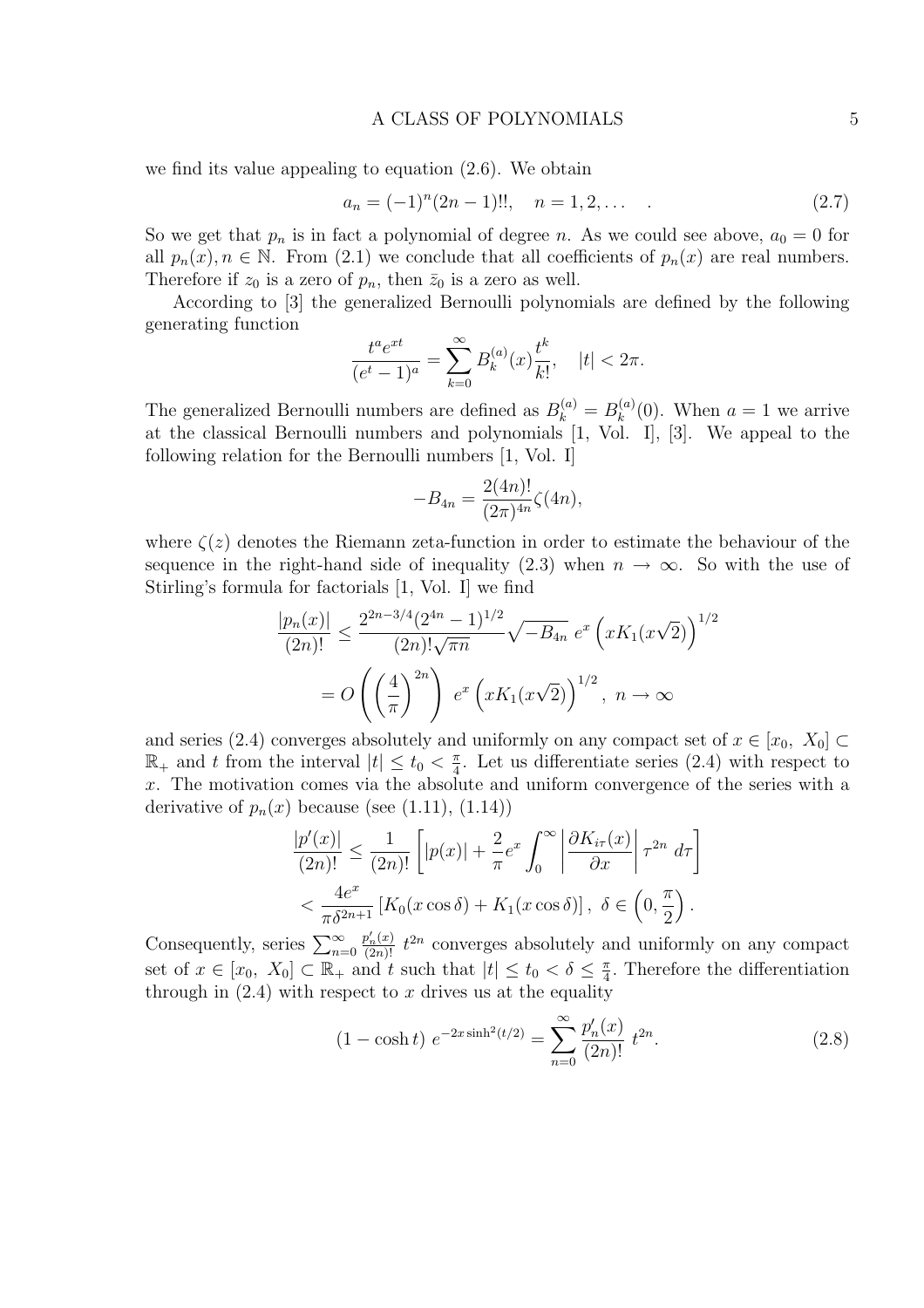we find its value appealing to equation (2.6). We obtain

$$a_n = (-1)^n (2n-1)!!, \quad n = 1, 2, \ldots \quad . \tag{2.7}$$

So we get that $p_n$ is in fact a polynomial of degree $n$. As we could see above, $a_0 = 0$ for all $p_n(x), n \in \mathbb{N}$. From (2.1) we conclude that all coefficients of $p_n(x)$ are real numbers. Therefore if $z_0$ is a zero of $p_n$, then $\bar{z}_0$ is a zero as well.

According to [3] the generalized Bernoulli polynomials are defined by the following generating function

$$\frac{t^a e^{xt}}{(e^t - 1)^a} = \sum_{k=0}^{\infty} B_k^{(a)}(x) \frac{t^k}{k!}, \quad |t| < 2\pi.$$

The generalized Bernoulli numbers are defined as $B_k^{(a)} = B_k^{(a)}(0)$. When $a = 1$ we arrive at the classical Bernoulli numbers and polynomials [1, Vol. I], [3]. We appeal to the following relation for the Bernoulli numbers [1, Vol. I]

$$-B_{4n} = \frac{2(4n)!}{(2\pi)^{4n}} \zeta(4n),$$

where $\zeta(z)$ denotes the Riemann zeta-function in order to estimate the behaviour of the sequence in the right-hand side of inequality (2.3) when $n \to \infty$. So with the use of Stirling's formula for factorials [1, Vol. I] we find

$$\begin{aligned} \frac{|p_n(x)|}{(2n)!} &\leq \frac{2^{2n-3/4}(2^{4n}-1)^{1/2}}{(2n)!\sqrt{\pi n}} \sqrt{-B_{4n}}\; e^x \left(x K_1(x\sqrt{2})\right)^{1/2} \\ &= O\left( \left(\frac{4}{\pi}\right)^{2n} \right)\; e^x \left(x K_1(x\sqrt{2})\right)^{1/2}, \; n \to \infty \end{aligned}$$

and series (2.4) converges absolutely and uniformly on any compact set of $x \in [x_0,\ X_0] \subset \mathbb{R}_+$ and $t$ from the interval $|t| \leq t_0 < \frac{\pi}{4}$. Let us differentiate series (2.4) with respect to $x$. The motivation comes via the absolute and uniform convergence of the series with a derivative of $p_n(x)$ because (see (1.11), (1.14))

$$\begin{aligned} \frac{|p'(x)|}{(2n)!} &\leq \frac{1}{(2n)!} \left[ |p(x)| + \frac{2}{\pi} e^x \int_0^{\infty} \left| \frac{\partial K_{i\tau}(x)}{\partial x} \right| \tau^{2n}\, d\tau \right] \\ &< \frac{4e^x}{\pi \delta^{2n+1}} \left[ K_0(x\cos\delta) + K_1(x\cos\delta) \right],\ \delta \in \left(0, \frac{\pi}{2}\right). \end{aligned}$$

Consequently, series $\sum_{n=0}^{\infty} \frac{p_n'(x)}{(2n)!}\, t^{2n}$ converges absolutely and uniformly on any compact set of $x \in [x_0,\ X_0] \subset \mathbb{R}_+$ and $t$ such that $|t| \leq t_0 < \delta \leq \frac{\pi}{4}$. Therefore the differentiation through in (2.4) with respect to $x$ drives us at the equality

$$(1 - \cosh t)\; e^{-2x \sinh^2(t/2)} = \sum_{n=0}^{\infty} \frac{p_n'(x)}{(2n)!}\; t^{2n}. \tag{2.8}$$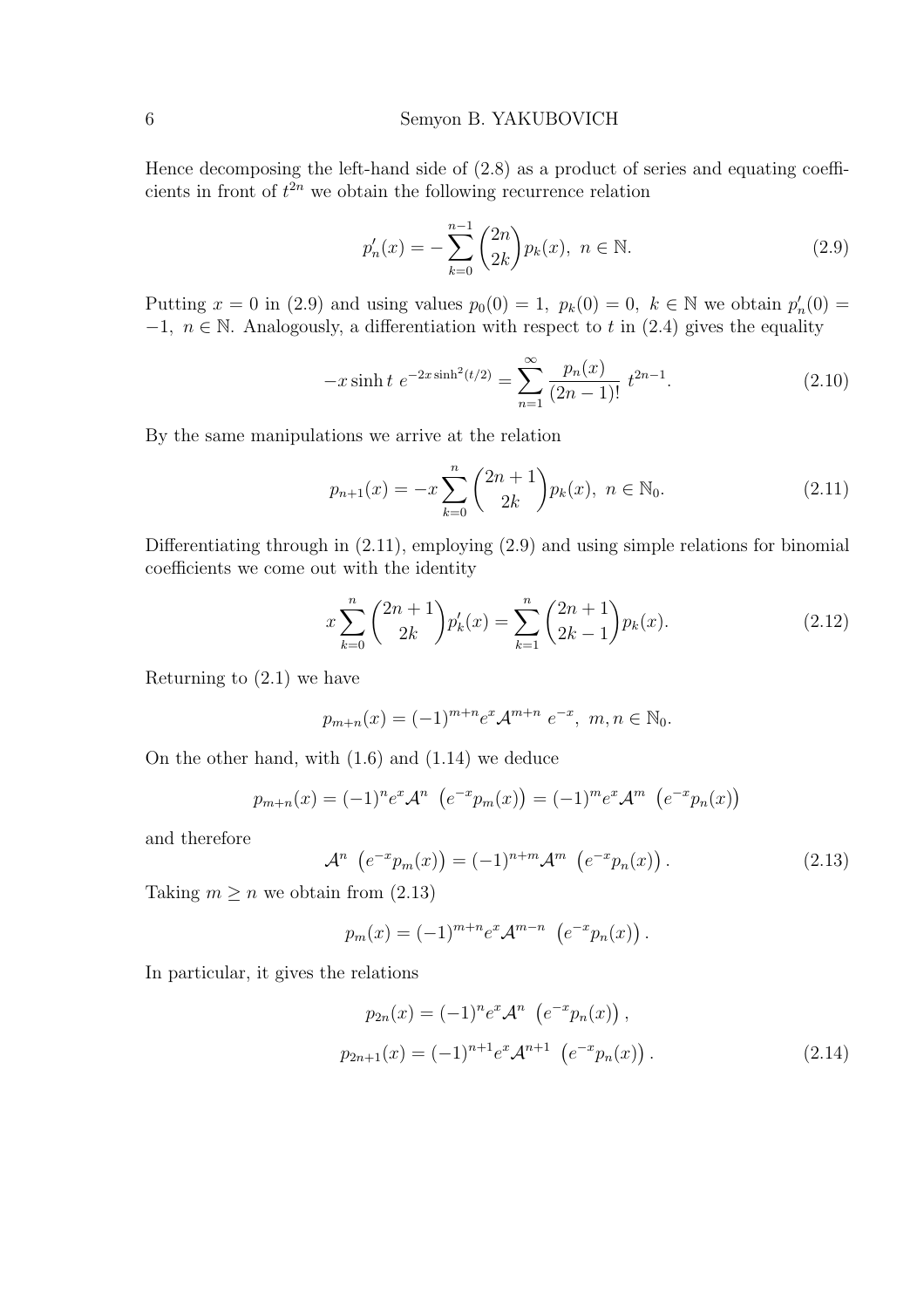Hence decomposing the left-hand side of (2.8) as a product of series and equating coefficients in front of $t^{2n}$ we obtain the following recurrence relation

$$p_n'(x) = -\sum_{k=0}^{n-1} \binom{2n}{2k} p_k(x), \ n \in \mathbb{N}. \tag{2.9}$$

Putting $x = 0$ in (2.9) and using values $p_0(0) = 1, \ p_k(0) = 0, \ k \in \mathbb{N}$ we obtain $p_n'(0) = -1, \ n \in \mathbb{N}$. Analogously, a differentiation with respect to $t$ in (2.4) gives the equality

$$-x \sinh t \ e^{-2x\sinh^2(t/2)} = \sum_{n=1}^{\infty} \frac{p_n(x)}{(2n-1)!} \ t^{2n-1}. \tag{2.10}$$

By the same manipulations we arrive at the relation

$$p_{n+1}(x) = -x \sum_{k=0}^{n} \binom{2n+1}{2k} p_k(x), \ n \in \mathbb{N}_0. \tag{2.11}$$

Differentiating through in (2.11), employing (2.9) and using simple relations for binomial coefficients we come out with the identity

$$x \sum_{k=0}^{n} \binom{2n+1}{2k} p_k'(x) = \sum_{k=1}^{n} \binom{2n+1}{2k-1} p_k(x). \tag{2.12}$$

Returning to (2.1) we have

$$p_{m+n}(x) = (-1)^{m+n} e^x \mathcal{A}^{m+n} \ e^{-x}, \ m, n \in \mathbb{N}_0.$$

On the other hand, with (1.6) and (1.14) we deduce

$$p_{m+n}(x) = (-1)^n e^x \mathcal{A}^n \ \left(e^{-x} p_m(x)\right) = (-1)^m e^x \mathcal{A}^m \ \left(e^{-x} p_n(x)\right)$$

and therefore

$$\mathcal{A}^n \ \left(e^{-x} p_m(x)\right) = (-1)^{n+m} \mathcal{A}^m \ \left(e^{-x} p_n(x)\right). \tag{2.13}$$

Taking $m \geq n$ we obtain from (2.13)

$$p_m(x) = (-1)^{m+n} e^x \mathcal{A}^{m-n} \ \left(e^{-x} p_n(x)\right).$$

In particular, it gives the relations

$$p_{2n}(x) = (-1)^n e^x \mathcal{A}^n \ \left(e^{-x} p_n(x)\right),$$

$$p_{2n+1}(x) = (-1)^{n+1} e^x \mathcal{A}^{n+1} \ \left(e^{-x} p_n(x)\right). \tag{2.14}$$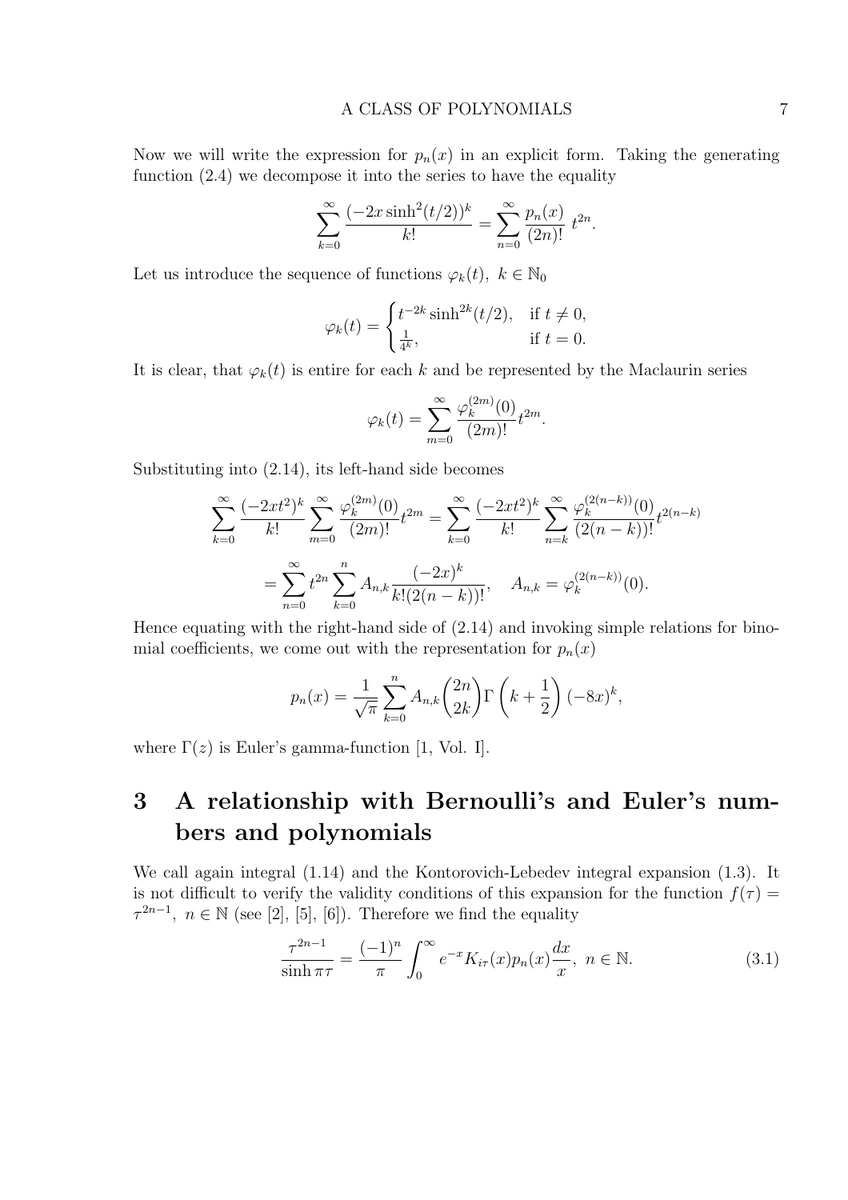Now we will write the expression for $p_n(x)$ in an explicit form. Taking the generating function (2.4) we decompose it into the series to have the equality

$$\sum_{k=0}^{\infty} \frac{(-2x\sinh^2(t/2))^k}{k!} = \sum_{n=0}^{\infty} \frac{p_n(x)}{(2n)!}\, t^{2n}.$$

Let us introduce the sequence of functions $\varphi_k(t),\ k \in \mathbb{N}_0$

$$\varphi_k(t) = \begin{cases} t^{-2k}\sinh^{2k}(t/2), & \text{if } t \neq 0, \\ \frac{1}{4^k}, & \text{if } t = 0. \end{cases}$$

It is clear, that $\varphi_k(t)$ is entire for each $k$ and be represented by the Maclaurin series

$$\varphi_k(t) = \sum_{m=0}^{\infty} \frac{\varphi_k^{(2m)}(0)}{(2m)!} t^{2m}.$$

Substituting into (2.14), its left-hand side becomes

$$\sum_{k=0}^{\infty} \frac{(-2xt^2)^k}{k!} \sum_{m=0}^{\infty} \frac{\varphi_k^{(2m)}(0)}{(2m)!} t^{2m} = \sum_{k=0}^{\infty} \frac{(-2xt^2)^k}{k!} \sum_{n=k}^{\infty} \frac{\varphi_k^{(2(n-k))}(0)}{(2(n-k))!} t^{2(n-k)}$$

$$= \sum_{n=0}^{\infty} t^{2n} \sum_{k=0}^{n} A_{n,k} \frac{(-2x)^k}{k!(2(n-k))!}, \quad A_{n,k} = \varphi_k^{(2(n-k))}(0).$$

Hence equating with the right-hand side of (2.14) and invoking simple relations for binomial coefficients, we come out with the representation for $p_n(x)$

$$p_n(x) = \frac{1}{\sqrt{\pi}} \sum_{k=0}^{n} A_{n,k} \binom{2n}{2k} \Gamma\left(k + \frac{1}{2}\right) (-8x)^k,$$

where $\Gamma(z)$ is Euler's gamma-function [1, Vol. I].

# 3 A relationship with Bernoulli's and Euler's numbers and polynomials

We call again integral (1.14) and the Kontorovich-Lebedev integral expansion (1.3). It is not difficult to verify the validity conditions of this expansion for the function $f(\tau) = \tau^{2n-1},\ n \in \mathbb{N}$ (see [2], [5], [6]). Therefore we find the equality

$$\frac{\tau^{2n-1}}{\sinh \pi\tau} = \frac{(-1)^n}{\pi} \int_0^{\infty} e^{-x} K_{i\tau}(x) p_n(x) \frac{dx}{x},\ n \in \mathbb{N}. \tag{3.1}$$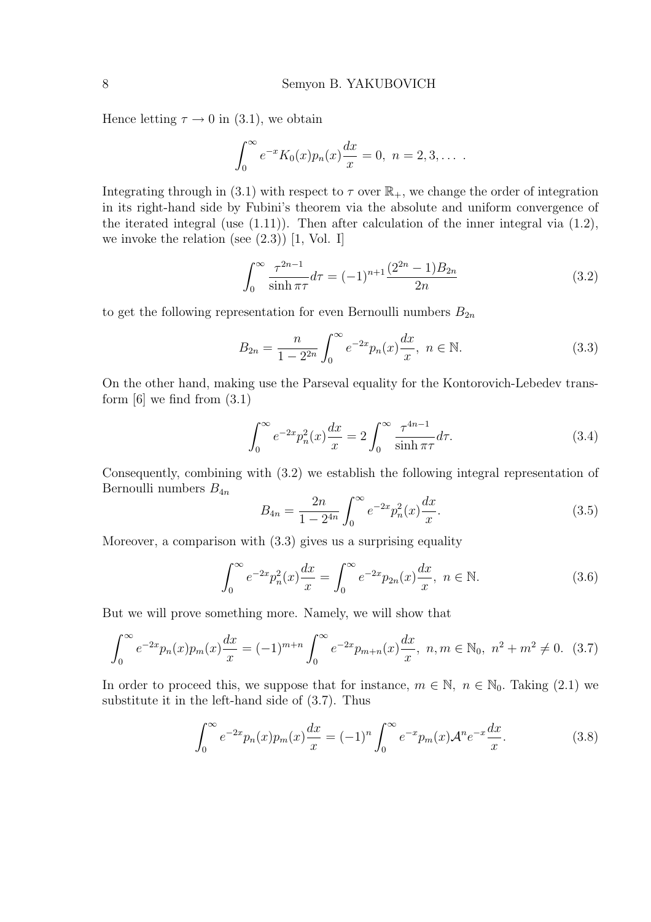Hence letting $\tau \to 0$ in (3.1), we obtain

$$\int_0^\infty e^{-x} K_0(x) p_n(x) \frac{dx}{x} = 0, \ n = 2, 3, \dots .$$

Integrating through in (3.1) with respect to $\tau$ over $\mathbb{R}_+$, we change the order of integration in its right-hand side by Fubini's theorem via the absolute and uniform convergence of the iterated integral (use (1.11)). Then after calculation of the inner integral via (1.2), we invoke the relation (see (2.3)) [1, Vol. I]

$$\int_0^\infty \frac{\tau^{2n-1}}{\sinh \pi\tau} d\tau = (-1)^{n+1} \frac{(2^{2n}-1)B_{2n}}{2n} \tag{3.2}$$

to get the following representation for even Bernoulli numbers $B_{2n}$

$$B_{2n} = \frac{n}{1-2^{2n}} \int_0^\infty e^{-2x} p_n(x) \frac{dx}{x}, \ n \in \mathbb{N}. \tag{3.3}$$

On the other hand, making use the Parseval equality for the Kontorovich-Lebedev transform [6] we find from (3.1)

$$\int_0^\infty e^{-2x} p_n^2(x) \frac{dx}{x} = 2 \int_0^\infty \frac{\tau^{4n-1}}{\sinh \pi\tau} d\tau. \tag{3.4}$$

Consequently, combining with (3.2) we establish the following integral representation of Bernoulli numbers $B_{4n}$

$$B_{4n} = \frac{2n}{1-2^{4n}} \int_0^\infty e^{-2x} p_n^2(x) \frac{dx}{x}. \tag{3.5}$$

Moreover, a comparison with (3.3) gives us a surprising equality

$$\int_0^\infty e^{-2x} p_n^2(x) \frac{dx}{x} = \int_0^\infty e^{-2x} p_{2n}(x) \frac{dx}{x}, \ n \in \mathbb{N}. \tag{3.6}$$

But we will prove something more. Namely, we will show that

$$\int_0^\infty e^{-2x} p_n(x) p_m(x) \frac{dx}{x} = (-1)^{m+n} \int_0^\infty e^{-2x} p_{m+n}(x) \frac{dx}{x}, \ n, m \in \mathbb{N}_0, \ n^2 + m^2 \neq 0. \tag{3.7}$$

In order to proceed this, we suppose that for instance, $m \in \mathbb{N}, \ n \in \mathbb{N}_0$. Taking (2.1) we substitute it in the left-hand side of (3.7). Thus

$$\int_0^\infty e^{-2x} p_n(x) p_m(x) \frac{dx}{x} = (-1)^n \int_0^\infty e^{-x} p_m(x) \mathcal{A}^n e^{-x} \frac{dx}{x}. \tag{3.8}$$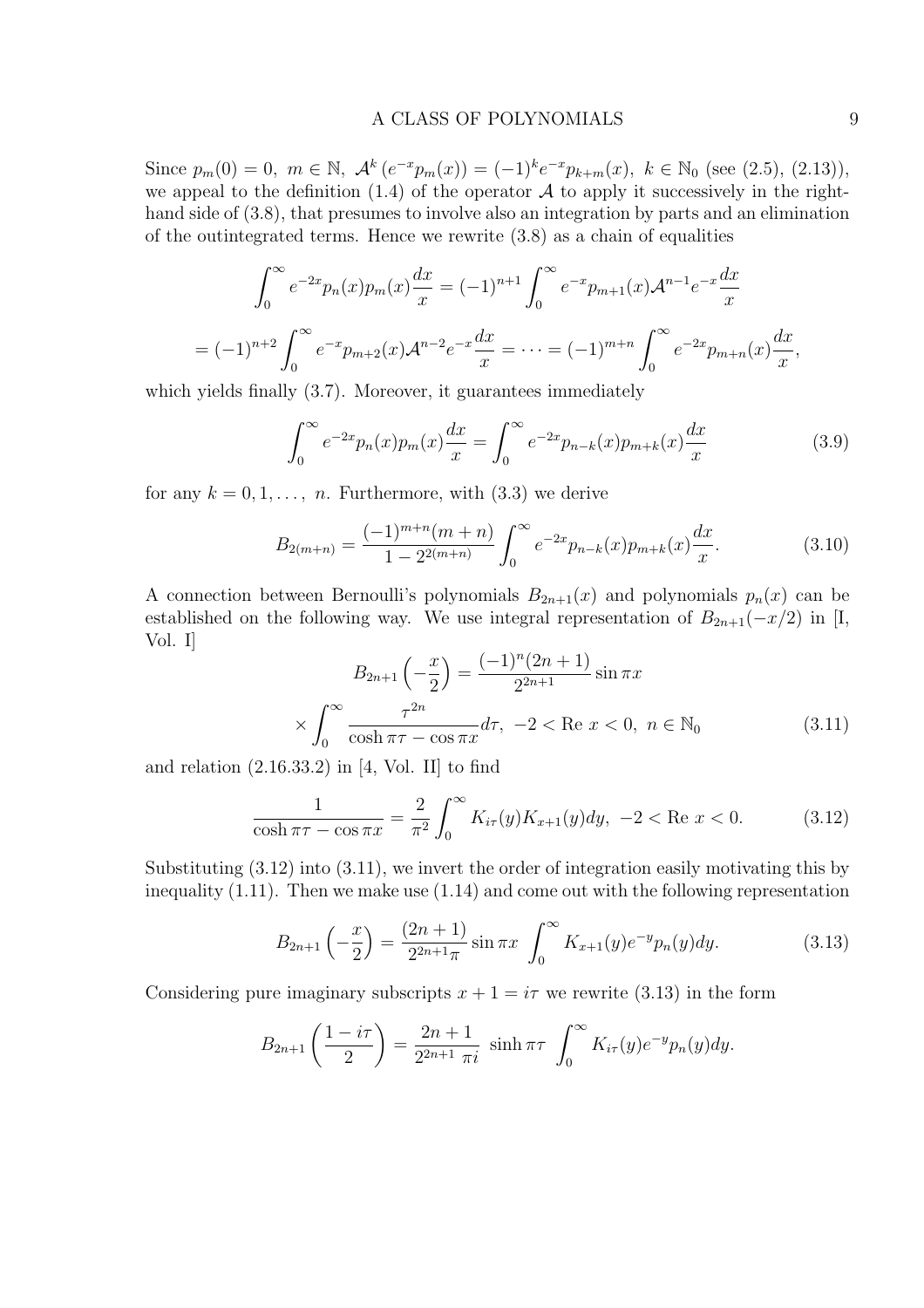Since $p_m(0) = 0,\ m \in \mathbb{N},\ \mathcal{A}^k\left(e^{-x}p_m(x)\right) = (-1)^k e^{-x} p_{k+m}(x),\ k \in \mathbb{N}_0$ (see (2.5), (2.13)), we appeal to the definition (1.4) of the operator $\mathcal{A}$ to apply it successively in the right-hand side of (3.8), that presumes to involve also an integration by parts and an elimination of the outintegrated terms. Hence we rewrite (3.8) as a chain of equalities

$$
\int_0^\infty e^{-2x} p_n(x) p_m(x) \frac{dx}{x} = (-1)^{n+1} \int_0^\infty e^{-x} p_{m+1}(x) \mathcal{A}^{n-1} e^{-x} \frac{dx}{x}
$$

$$
= (-1)^{n+2} \int_0^\infty e^{-x} p_{m+2}(x) \mathcal{A}^{n-2} e^{-x} \frac{dx}{x} = \cdots = (-1)^{m+n} \int_0^\infty e^{-2x} p_{m+n}(x) \frac{dx}{x},
$$

which yields finally (3.7). Moreover, it guarantees immediately

$$
\int_0^\infty e^{-2x} p_n(x) p_m(x) \frac{dx}{x} = \int_0^\infty e^{-2x} p_{n-k}(x) p_{m+k}(x) \frac{dx}{x} \tag{3.9}
$$

for any $k = 0, 1, \ldots,\ n$. Furthermore, with (3.3) we derive

$$
B_{2(m+n)} = \frac{(-1)^{m+n}(m+n)}{1 - 2^{2(m+n)}} \int_0^\infty e^{-2x} p_{n-k}(x) p_{m+k}(x) \frac{dx}{x}. \tag{3.10}
$$

A connection between Bernoulli's polynomials $B_{2n+1}(x)$ and polynomials $p_n(x)$ can be established on the following way. We use integral representation of $B_{2n+1}(-x/2)$ in [I, Vol. I]

$$
B_{2n+1}\left(-\frac{x}{2}\right) = \frac{(-1)^n(2n+1)}{2^{2n+1}} \sin \pi x
$$

$$
\times \int_0^\infty \frac{\tau^{2n}}{\cosh \pi\tau - \cos \pi x} d\tau,\ -2 < \text{Re } x < 0,\ n \in \mathbb{N}_0 \tag{3.11}
$$

and relation (2.16.33.2) in [4, Vol. II] to find

$$
\frac{1}{\cosh \pi\tau - \cos \pi x} = \frac{2}{\pi^2} \int_0^\infty K_{i\tau}(y) K_{x+1}(y) dy,\ -2 < \text{Re } x < 0. \tag{3.12}
$$

Substituting (3.12) into (3.11), we invert the order of integration easily motivating this by inequality (1.11). Then we make use (1.14) and come out with the following representation

$$
B_{2n+1}\left(-\frac{x}{2}\right) = \frac{(2n+1)}{2^{2n+1}\pi} \sin \pi x \int_0^\infty K_{x+1}(y) e^{-y} p_n(y) dy. \tag{3.13}
$$

Considering pure imaginary subscripts $x + 1 = i\tau$ we rewrite (3.13) in the form

$$
B_{2n+1}\left(\frac{1 - i\tau}{2}\right) = \frac{2n+1}{2^{2n+1}\ \pi i} \ \sinh \pi\tau \int_0^\infty K_{i\tau}(y) e^{-y} p_n(y) dy.
$$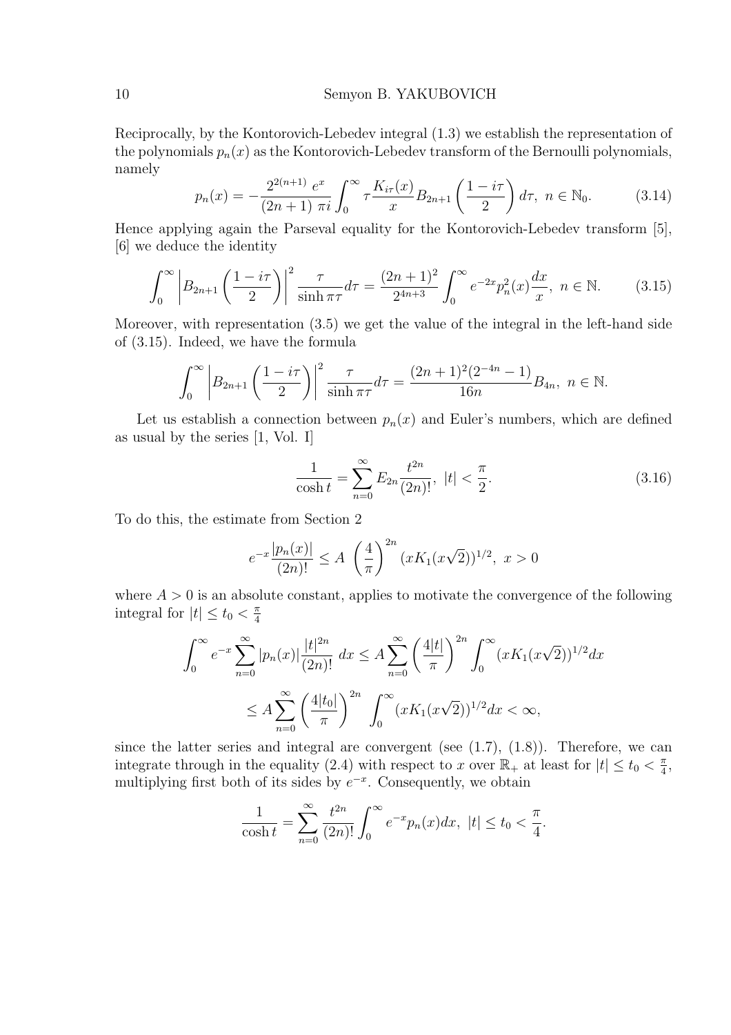Reciprocally, by the Kontorovich-Lebedev integral (1.3) we establish the representation of the polynomials $p_n(x)$ as the Kontorovich-Lebedev transform of the Bernoulli polynomials, namely

$$p_n(x) = -\frac{2^{2(n+1)}\, e^x}{(2n+1)\, \pi i} \int_0^\infty \tau \frac{K_{i\tau}(x)}{x} B_{2n+1}\left(\frac{1-i\tau}{2}\right) d\tau,\ n \in \mathbb{N}_0. \tag{3.14}$$

Hence applying again the Parseval equality for the Kontorovich-Lebedev transform [5], [6] we deduce the identity

$$\int_0^\infty \left| B_{2n+1}\left(\frac{1-i\tau}{2}\right)\right|^2 \frac{\tau}{\sinh \pi\tau} d\tau = \frac{(2n+1)^2}{2^{4n+3}} \int_0^\infty e^{-2x} p_n^2(x) \frac{dx}{x},\ n \in \mathbb{N}. \tag{3.15}$$

Moreover, with representation (3.5) we get the value of the integral in the left-hand side of (3.15). Indeed, we have the formula

$$\int_0^\infty \left| B_{2n+1}\left(\frac{1-i\tau}{2}\right)\right|^2 \frac{\tau}{\sinh \pi\tau} d\tau = \frac{(2n+1)^2(2^{-4n}-1)}{16n} B_{4n},\ n \in \mathbb{N}.$$

Let us establish a connection between $p_n(x)$ and Euler's numbers, which are defined as usual by the series [1, Vol. I]

$$\frac{1}{\cosh t} = \sum_{n=0}^\infty E_{2n} \frac{t^{2n}}{(2n)!},\ |t| < \frac{\pi}{2}. \tag{3.16}$$

To do this, the estimate from Section 2

$$e^{-x} \frac{|p_n(x)|}{(2n)!} \le A\ \left(\frac{4}{\pi}\right)^{2n} (xK_1(x\sqrt{2}))^{1/2},\ x > 0$$

where $A > 0$ is an absolute constant, applies to motivate the convergence of the following integral for $|t| \le t_0 < \frac{\pi}{4}$

$$\int_0^\infty e^{-x} \sum_{n=0}^\infty |p_n(x)| \frac{|t|^{2n}}{(2n)!}\ dx \le A \sum_{n=0}^\infty \left(\frac{4|t|}{\pi}\right)^{2n} \int_0^\infty (xK_1(x\sqrt{2}))^{1/2} dx$$

$$\le A \sum_{n=0}^\infty \left(\frac{4|t_0|}{\pi}\right)^{2n}\ \int_0^\infty (xK_1(x\sqrt{2}))^{1/2} dx < \infty,$$

since the latter series and integral are convergent (see (1.7), (1.8)). Therefore, we can integrate through in the equality (2.4) with respect to $x$ over $\mathbb{R}_+$ at least for $|t| \le t_0 < \frac{\pi}{4}$, multiplying first both of its sides by $e^{-x}$. Consequently, we obtain

$$\frac{1}{\cosh t} = \sum_{n=0}^\infty \frac{t^{2n}}{(2n)!} \int_0^\infty e^{-x} p_n(x) dx,\ |t| \le t_0 < \frac{\pi}{4}.$$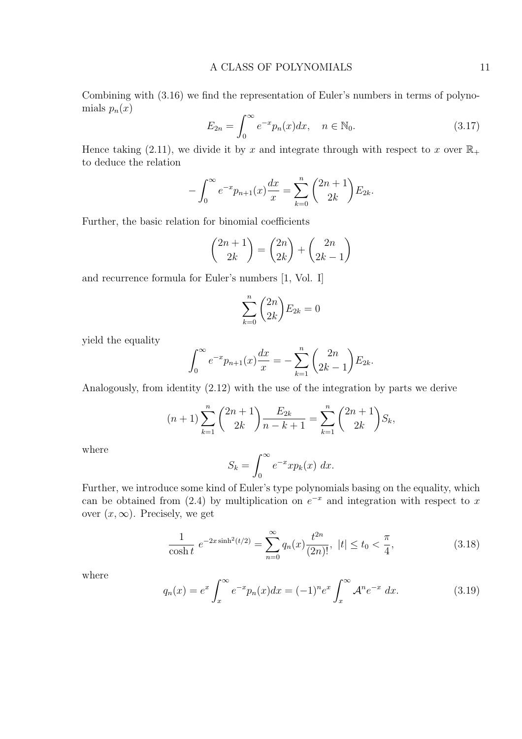Combining with (3.16) we find the representation of Euler's numbers in terms of polynomials $p_n(x)$

$$E_{2n} = \int_0^\infty e^{-x} p_n(x) dx, \quad n \in \mathbb{N}_0. \tag{3.17}$$

Hence taking (2.11), we divide it by $x$ and integrate through with respect to $x$ over $\mathbb{R}_+$ to deduce the relation

$$-\int_0^\infty e^{-x} p_{n+1}(x) \frac{dx}{x} = \sum_{k=0}^{n} \binom{2n+1}{2k} E_{2k}.$$

Further, the basic relation for binomial coefficients

$$\binom{2n+1}{2k} = \binom{2n}{2k} + \binom{2n}{2k-1}$$

and recurrence formula for Euler's numbers [1, Vol. I]

$$\sum_{k=0}^{n} \binom{2n}{2k} E_{2k} = 0$$

yield the equality

$$\int_0^\infty e^{-x} p_{n+1}(x) \frac{dx}{x} = -\sum_{k=1}^{n} \binom{2n}{2k-1} E_{2k}.$$

Analogously, from identity (2.12) with the use of the integration by parts we derive

$$(n+1) \sum_{k=1}^{n} \binom{2n+1}{2k} \frac{E_{2k}}{n-k+1} = \sum_{k=1}^{n} \binom{2n+1}{2k} S_k,$$

where

$$S_k = \int_0^\infty e^{-x} x p_k(x) \ dx.$$

Further, we introduce some kind of Euler's type polynomials basing on the equality, which can be obtained from (2.4) by multiplication on $e^{-x}$ and integration with respect to $x$ over $(x, \infty)$. Precisely, we get

$$\frac{1}{\cosh t} \ e^{-2x \sinh^2(t/2)} = \sum_{n=0}^{\infty} q_n(x) \frac{t^{2n}}{(2n)!}, \ |t| \le t_0 < \frac{\pi}{4}, \tag{3.18}$$

where

$$q_n(x) = e^x \int_x^\infty e^{-x} p_n(x) dx = (-1)^n e^x \int_x^\infty \mathcal{A}^n e^{-x} \ dx. \tag{3.19}$$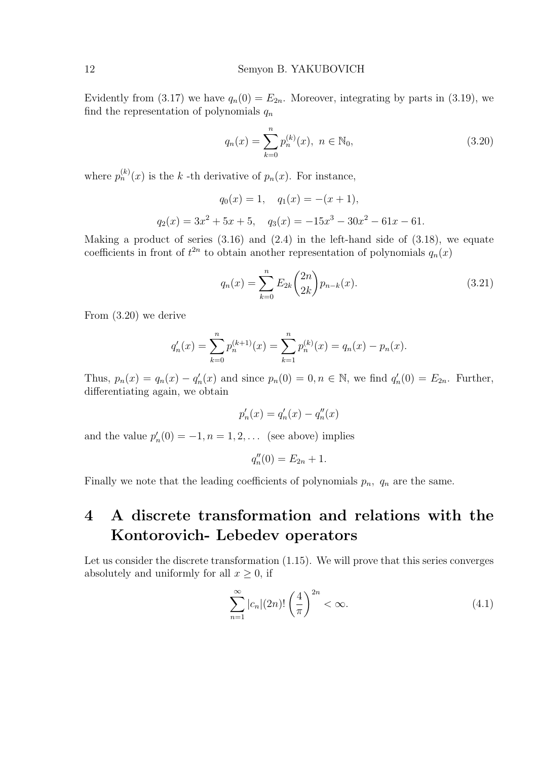Evidently from (3.17) we have $q_n(0) = E_{2n}$. Moreover, integrating by parts in (3.19), we find the representation of polynomials $q_n$

$$q_n(x) = \sum_{k=0}^{n} p_n^{(k)}(x), \; n \in \mathbb{N}_0, \tag{3.20}$$

where $p_n^{(k)}(x)$ is the $k$ -th derivative of $p_n(x)$. For instance,

$$q_0(x) = 1, \quad q_1(x) = -(x+1),$$

$$q_2(x) = 3x^2 + 5x + 5, \quad q_3(x) = -15x^3 - 30x^2 - 61x - 61.$$

Making a product of series (3.16) and (2.4) in the left-hand side of (3.18), we equate coefficients in front of $t^{2n}$ to obtain another representation of polynomials $q_n(x)$

$$q_n(x) = \sum_{k=0}^{n} E_{2k} \binom{2n}{2k} p_{n-k}(x). \tag{3.21}$$

From (3.20) we derive

$$q_n'(x) = \sum_{k=0}^{n} p_n^{(k+1)}(x) = \sum_{k=1}^{n} p_n^{(k)}(x) = q_n(x) - p_n(x).$$

Thus, $p_n(x) = q_n(x) - q_n'(x)$ and since $p_n(0) = 0, n \in \mathbb{N}$, we find $q_n'(0) = E_{2n}$. Further, differentiating again, we obtain

$$p_n'(x) = q_n'(x) - q_n''(x)$$

and the value $p_n'(0) = -1, n = 1, 2, \ldots$ (see above) implies

$$q_n''(0) = E_{2n} + 1.$$

Finally we note that the leading coefficients of polynomials $p_n, \; q_n$ are the same.

# 4 A discrete transformation and relations with the Kontorovich- Lebedev operators

Let us consider the discrete transformation (1.15). We will prove that this series converges absolutely and uniformly for all $x \geq 0$, if

$$\sum_{n=1}^{\infty} |c_n| (2n)! \left( \frac{4}{\pi} \right)^{2n} < \infty. \tag{4.1}$$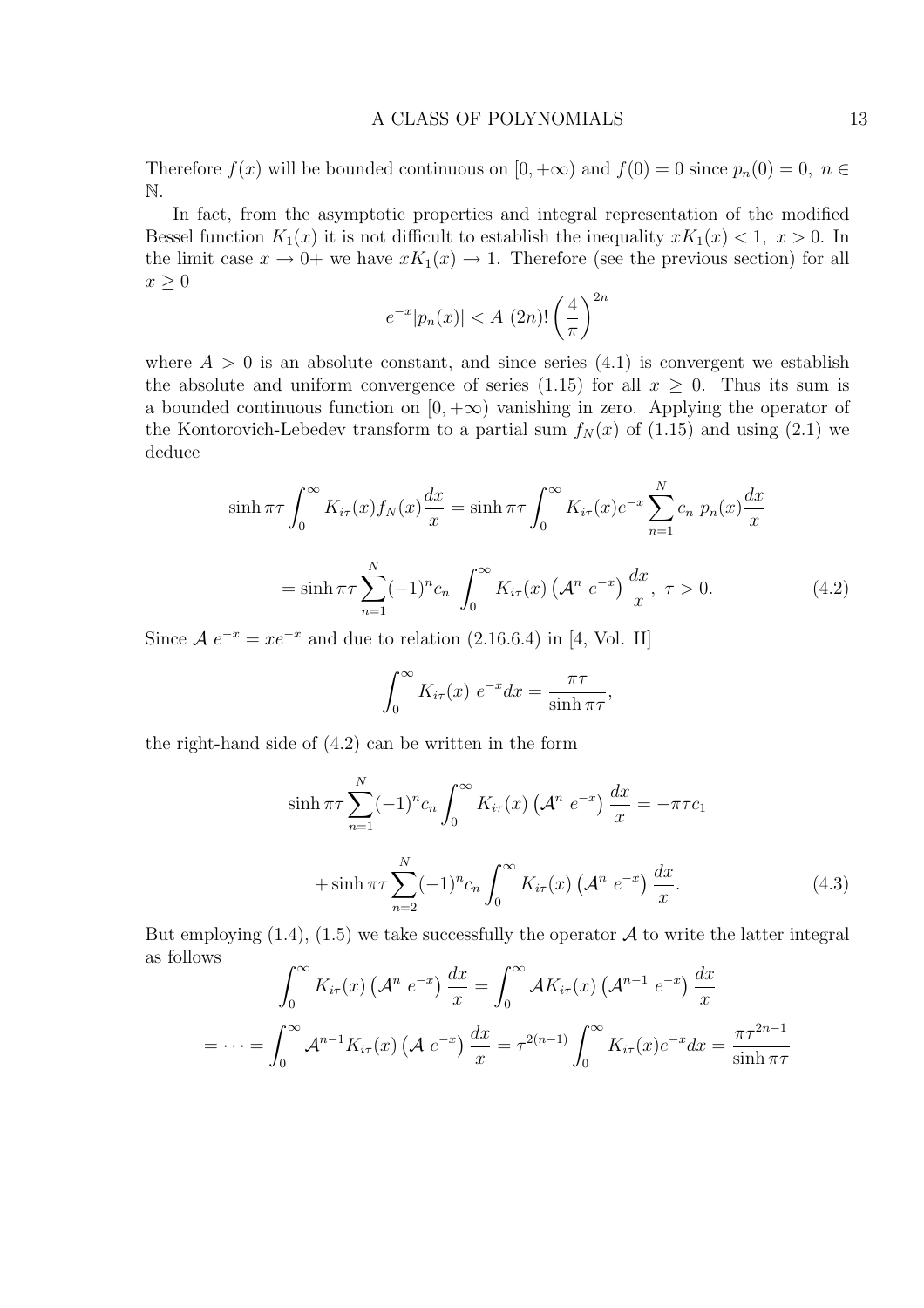Therefore $f(x)$ will be bounded continuous on $[0, +\infty)$ and $f(0) = 0$ since $p_n(0) = 0,\ n \in \mathbb{N}$.

In fact, from the asymptotic properties and integral representation of the modified Bessel function $K_1(x)$ it is not difficult to establish the inequality $xK_1(x) < 1,\ x > 0$. In the limit case $x \to 0+$ we have $xK_1(x) \to 1$. Therefore (see the previous section) for all $x \geq 0$

$$
e^{-x}|p_n(x)| < A\ (2n)! \left(\frac{4}{\pi}\right)^{2n}
$$

where $A > 0$ is an absolute constant, and since series (4.1) is convergent we establish the absolute and uniform convergence of series (1.15) for all $x \geq 0$. Thus its sum is a bounded continuous function on $[0, +\infty)$ vanishing in zero. Applying the operator of the Kontorovich-Lebedev transform to a partial sum $f_N(x)$ of (1.15) and using (2.1) we deduce

$$
\sinh \pi\tau \int_0^\infty K_{i\tau}(x) f_N(x) \frac{dx}{x} = \sinh \pi\tau \int_0^\infty K_{i\tau}(x) e^{-x} \sum_{n=1}^{N} c_n\ p_n(x) \frac{dx}{x}
$$

$$
= \sinh \pi\tau \sum_{n=1}^{N} (-1)^n c_n \int_0^\infty K_{i\tau}(x) \left(\mathcal{A}^n\ e^{-x}\right) \frac{dx}{x},\ \tau > 0. \tag{4.2}
$$

Since $\mathcal{A}\ e^{-x} = xe^{-x}$ and due to relation (2.16.6.4) in [4, Vol. II]

$$
\int_0^\infty K_{i\tau}(x)\ e^{-x} dx = \frac{\pi\tau}{\sinh \pi\tau},
$$

the right-hand side of (4.2) can be written in the form

$$
\sinh \pi\tau \sum_{n=1}^{N} (-1)^n c_n \int_0^\infty K_{i\tau}(x) \left(\mathcal{A}^n\ e^{-x}\right) \frac{dx}{x} = -\pi\tau c_1
$$

$$
+ \sinh \pi\tau \sum_{n=2}^{N} (-1)^n c_n \int_0^\infty K_{i\tau}(x) \left(\mathcal{A}^n\ e^{-x}\right) \frac{dx}{x}. \tag{4.3}
$$

But employing (1.4), (1.5) we take successfully the operator $\mathcal{A}$ to write the latter integral as follows

$$
\int_0^\infty K_{i\tau}(x) \left(\mathcal{A}^n\ e^{-x}\right) \frac{dx}{x} = \int_0^\infty \mathcal{A} K_{i\tau}(x) \left(\mathcal{A}^{n-1}\ e^{-x}\right) \frac{dx}{x}
$$

$$
= \cdots = \int_0^\infty \mathcal{A}^{n-1} K_{i\tau}(x) \left(\mathcal{A}\ e^{-x}\right) \frac{dx}{x} = \tau^{2(n-1)} \int_0^\infty K_{i\tau}(x) e^{-x} dx = \frac{\pi\tau^{2n-1}}{\sinh \pi\tau}
$$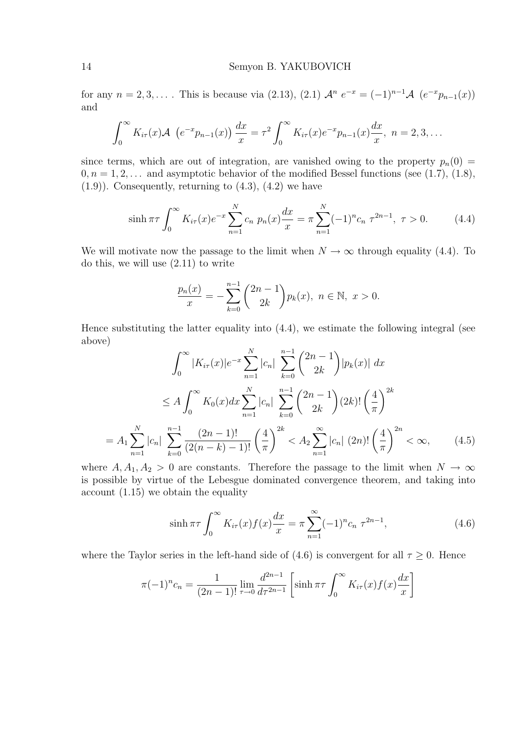for any $n = 2, 3, \ldots$ . This is because via (2.13), (2.1) $\mathcal{A}^n \; e^{-x} = (-1)^{n-1}\mathcal{A} \; (e^{-x}p_{n-1}(x))$ and

$$\int_0^\infty K_{i\tau}(x)\mathcal{A} \; \left(e^{-x}p_{n-1}(x)\right) \frac{dx}{x} = \tau^2 \int_0^\infty K_{i\tau}(x)e^{-x}p_{n-1}(x)\frac{dx}{x}, \; n = 2, 3, \ldots$$

since terms, which are out of integration, are vanished owing to the property $p_n(0) = 0, n = 1, 2, \ldots$ and asymptotic behavior of the modified Bessel functions (see (1.7), (1.8), (1.9)). Consequently, returning to (4.3), (4.2) we have

$$\sinh \pi\tau \int_0^\infty K_{i\tau}(x)e^{-x}\sum_{n=1}^N c_n \; p_n(x)\frac{dx}{x} = \pi \sum_{n=1}^N (-1)^n c_n \; \tau^{2n-1}, \; \tau > 0. \tag{4.4}$$

We will motivate now the passage to the limit when $N \to \infty$ through equality (4.4). To do this, we will use (2.11) to write

$$\frac{p_n(x)}{x} = -\sum_{k=0}^{n-1} \binom{2n-1}{2k} p_k(x), \; n \in \mathbb{N}, \; x > 0.$$

Hence substituting the latter equality into (4.4), we estimate the following integral (see above)

$$\int_0^\infty |K_{i\tau}(x)|e^{-x}\sum_{n=1}^N |c_n| \; \sum_{k=0}^{n-1}\binom{2n-1}{2k}|p_k(x)| \; dx$$

$$\leq A\int_0^\infty K_0(x)dx\sum_{n=1}^N |c_n| \; \sum_{k=0}^{n-1}\binom{2n-1}{2k}(2k)!\left(\frac{4}{\pi}\right)^{2k}$$

$$= A_1\sum_{n=1}^N |c_n| \; \sum_{k=0}^{n-1}\frac{(2n-1)!}{(2(n-k)-1)!}\left(\frac{4}{\pi}\right)^{2k} < A_2\sum_{n=1}^\infty |c_n| \; (2n)!\left(\frac{4}{\pi}\right)^{2n} < \infty, \tag{4.5}$$

where $A, A_1, A_2 > 0$ are constants. Therefore the passage to the limit when $N \to \infty$ is possible by virtue of the Lebesgue dominated convergence theorem, and taking into account (1.15) we obtain the equality

$$\sinh \pi\tau \int_0^\infty K_{i\tau}(x)f(x)\frac{dx}{x} = \pi\sum_{n=1}^\infty (-1)^n c_n \; \tau^{2n-1}, \tag{4.6}$$

where the Taylor series in the left-hand side of (4.6) is convergent for all $\tau \geq 0$. Hence

$$\pi(-1)^n c_n = \frac{1}{(2n-1)!}\lim_{\tau\to 0}\frac{d^{2n-1}}{d\tau^{2n-1}}\left[\sinh \pi\tau\int_0^\infty K_{i\tau}(x)f(x)\frac{dx}{x}\right]$$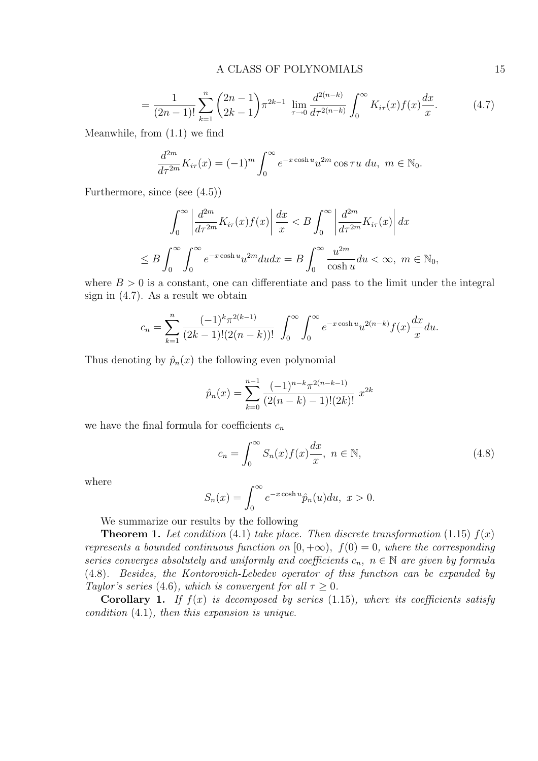$$= \frac{1}{(2n-1)!} \sum_{k=1}^{n} \binom{2n-1}{2k-1} \pi^{2k-1} \lim_{\tau \to 0} \frac{d^{2(n-k)}}{d\tau^{2(n-k)}} \int_0^\infty K_{i\tau}(x) f(x) \frac{dx}{x}. \tag{4.7}$$

Meanwhile, from (1.1) we find

$$\frac{d^{2m}}{d\tau^{2m}} K_{i\tau}(x) = (-1)^m \int_0^\infty e^{-x \cosh u} u^{2m} \cos \tau u \; du, \; m \in \mathbb{N}_0.$$

Furthermore, since (see (4.5))

$$\int_0^\infty \left| \frac{d^{2m}}{d\tau^{2m}} K_{i\tau}(x) f(x) \right| \frac{dx}{x} < B \int_0^\infty \left| \frac{d^{2m}}{d\tau^{2m}} K_{i\tau}(x) \right| dx$$

$$\leq B \int_0^\infty \int_0^\infty e^{-x \cosh u} u^{2m} du dx = B \int_0^\infty \frac{u^{2m}}{\cosh u} du < \infty, \; m \in \mathbb{N}_0,$$

where $B > 0$ is a constant, one can differentiate and pass to the limit under the integral sign in (4.7). As a result we obtain

$$c_n = \sum_{k=1}^{n} \frac{(-1)^k \pi^{2(k-1)}}{(2k-1)!(2(n-k))!} \int_0^\infty \int_0^\infty e^{-x \cosh u} u^{2(n-k)} f(x) \frac{dx}{x} du.$$

Thus denoting by $\hat{p}_n(x)$ the following even polynomial

$$\hat{p}_n(x) = \sum_{k=0}^{n-1} \frac{(-1)^{n-k} \pi^{2(n-k-1)}}{(2(n-k)-1)!(2k)!} \; x^{2k}$$

we have the final formula for coefficients $c_n$

$$c_n = \int_0^\infty S_n(x) f(x) \frac{dx}{x}, \; n \in \mathbb{N}, \tag{4.8}$$

where

$$S_n(x) = \int_0^\infty e^{-x \cosh u} \hat{p}_n(u) du, \; x > 0.$$

We summarize our results by the following

**Theorem 1.** *Let condition* (4.1) *take place. Then discrete transformation* (1.15) $f(x)$ *represents a bounded continuous function on* $[0, +\infty)$, $f(0) = 0$, *where the corresponding series converges absolutely and uniformly and coefficients* $c_n$, $n \in \mathbb{N}$ *are given by formula* (4.8). *Besides, the Kontorovich-Lebedev operator of this function can be expanded by Taylor's series* (4.6), *which is convergent for all* $\tau \geq 0$.

**Corollary 1.** *If* $f(x)$ *is decomposed by series* (1.15), *where its coefficients satisfy condition* (4.1), *then this expansion is unique.*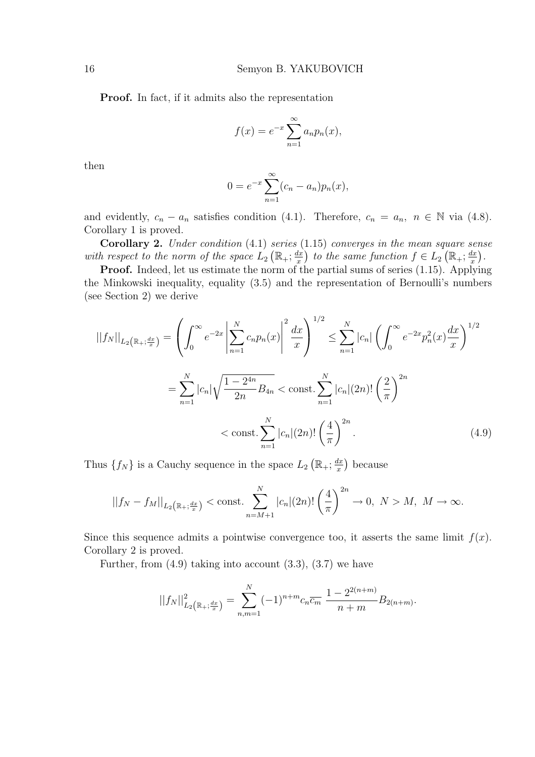**Proof.** In fact, if it admits also the representation

$$f(x) = e^{-x} \sum_{n=1}^{\infty} a_n p_n(x),$$

then

$$0 = e^{-x} \sum_{n=1}^{\infty} (c_n - a_n) p_n(x),$$

and evidently, $c_n - a_n$ satisfies condition (4.1). Therefore, $c_n = a_n,\ n \in \mathbb{N}$ via (4.8). Corollary 1 is proved.

**Corollary 2.** *Under condition* (4.1) *series* (1.15) *converges in the mean square sense with respect to the norm of the space* $L_2\left(\mathbb{R}_+; \frac{dx}{x}\right)$ *to the same function* $f \in L_2\left(\mathbb{R}_+; \frac{dx}{x}\right)$.

**Proof.** Indeed, let us estimate the norm of the partial sums of series (1.15). Applying the Minkowski inequality, equality (3.5) and the representation of Bernoulli's numbers (see Section 2) we derive

$$||f_N||_{L_2\left(\mathbb{R}_+; \frac{dx}{x}\right)} = \left( \int_0^{\infty} e^{-2x} \left| \sum_{n=1}^{N} c_n p_n(x) \right|^2 \frac{dx}{x} \right)^{1/2} \leq \sum_{n=1}^{N} |c_n| \left( \int_0^{\infty} e^{-2x} p_n^2(x) \frac{dx}{x} \right)^{1/2}$$

$$= \sum_{n=1}^{N} |c_n| \sqrt{\frac{1 - 2^{4n}}{2n} B_{4n}} < \text{const.} \sum_{n=1}^{N} |c_n| (2n)! \left( \frac{2}{\pi} \right)^{2n}$$

$$< \text{const.} \sum_{n=1}^{N} |c_n| (2n)! \left( \frac{4}{\pi} \right)^{2n}. \tag{4.9}$$

Thus $\{f_N\}$ is a Cauchy sequence in the space $L_2\left(\mathbb{R}_+; \frac{dx}{x}\right)$ because

$$||f_N - f_M||_{L_2\left(\mathbb{R}_+; \frac{dx}{x}\right)} < \text{const.} \sum_{n=M+1}^{N} |c_n| (2n)! \left( \frac{4}{\pi} \right)^{2n} \to 0,\ N > M,\ M \to \infty.$$

Since this sequence admits a pointwise convergence too, it asserts the same limit $f(x)$. Corollary 2 is proved.

Further, from (4.9) taking into account (3.3), (3.7) we have

$$||f_N||^2_{L_2\left(\mathbb{R}_+; \frac{dx}{x}\right)} = \sum_{n,m=1}^{N} (-1)^{n+m} c_n \overline{c_m}\ \frac{1 - 2^{2(n+m)}}{n + m} B_{2(n+m)}.$$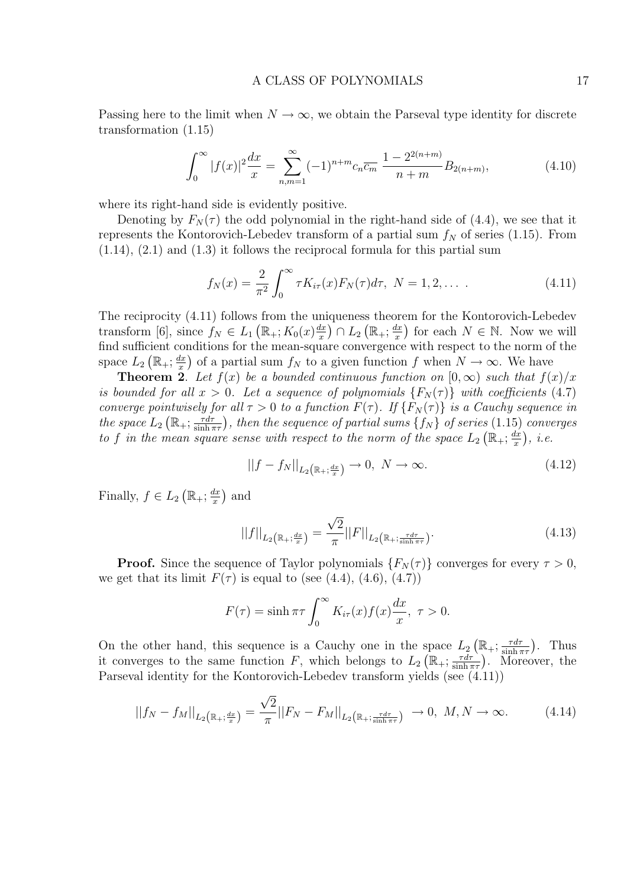Passing here to the limit when $N \to \infty$, we obtain the Parseval type identity for discrete transformation (1.15)

$$\int_0^\infty |f(x)|^2 \frac{dx}{x} = \sum_{n,m=1}^{\infty} (-1)^{n+m} c_n \overline{c_m} \ \frac{1 - 2^{2(n+m)}}{n+m} B_{2(n+m)}, \tag{4.10}$$

where its right-hand side is evidently positive.

Denoting by $F_N(\tau)$ the odd polynomial in the right-hand side of (4.4), we see that it represents the Kontorovich-Lebedev transform of a partial sum $f_N$ of series (1.15). From (1.14), (2.1) and (1.3) it follows the reciprocal formula for this partial sum

$$f_N(x) = \frac{2}{\pi^2} \int_0^\infty \tau K_{i\tau}(x) F_N(\tau) d\tau, \ N = 1, 2, \dots \ . \tag{4.11}$$

The reciprocity (4.11) follows from the uniqueness theorem for the Kontorovich-Lebedev transform [6], since $f_N \in L_1\left(\mathbb{R}_+; K_0(x)\frac{dx}{x}\right) \cap L_2\left(\mathbb{R}_+; \frac{dx}{x}\right)$ for each $N \in \mathbb{N}$. Now we will find sufficient conditions for the mean-square convergence with respect to the norm of the space $L_2\left(\mathbb{R}_+; \frac{dx}{x}\right)$ of a partial sum $f_N$ to a given function $f$ when $N \to \infty$. We have

**Theorem 2**. *Let $f(x)$ be a bounded continuous function on $[0, \infty)$ such that $f(x)/x$ is bounded for all $x > 0$. Let a sequence of polynomials $\{F_N(\tau)\}$ with coefficients* (4.7) *converge pointwisely for all $\tau > 0$ to a function $F(\tau)$. If $\{F_N(\tau)\}$ is a Cauchy sequence in the space $L_2\left(\mathbb{R}_+; \frac{\tau d\tau}{\sinh \pi\tau}\right)$, then the sequence of partial sums $\{f_N\}$ of series* (1.15) *converges to $f$ in the mean square sense with respect to the norm of the space $L_2\left(\mathbb{R}_+; \frac{dx}{x}\right)$, i.e.*

$$||f - f_N||_{L_2\left(\mathbb{R}_+; \frac{dx}{x}\right)} \to 0, \ N \to \infty. \tag{4.12}$$

Finally, $f \in L_2\left(\mathbb{R}_+; \frac{dx}{x}\right)$ and

$$||f||_{L_2\left(\mathbb{R}_+; \frac{dx}{x}\right)} = \frac{\sqrt{2}}{\pi} ||F||_{L_2\left(\mathbb{R}_+; \frac{\tau d\tau}{\sinh \pi\tau}\right)}. \tag{4.13}$$

**Proof.** Since the sequence of Taylor polynomials $\{F_N(\tau)\}$ converges for every $\tau > 0$, we get that its limit $F(\tau)$ is equal to (see (4.4), (4.6), (4.7))

$$F(\tau) = \sinh \pi\tau \int_0^\infty K_{i\tau}(x) f(x) \frac{dx}{x}, \ \tau > 0.$$

On the other hand, this sequence is a Cauchy one in the space $L_2\left(\mathbb{R}_+; \frac{\tau d\tau}{\sinh \pi\tau}\right)$. Thus it converges to the same function $F$, which belongs to $L_2\left(\mathbb{R}_+; \frac{\tau d\tau}{\sinh \pi\tau}\right)$. Moreover, the Parseval identity for the Kontorovich-Lebedev transform yields (see (4.11))

$$||f_N - f_M||_{L_2\left(\mathbb{R}_+; \frac{dx}{x}\right)} = \frac{\sqrt{2}}{\pi} ||F_N - F_M||_{L_2\left(\mathbb{R}_+; \frac{\tau d\tau}{\sinh \pi\tau}\right)} \to 0, \ M, N \to \infty. \tag{4.14}$$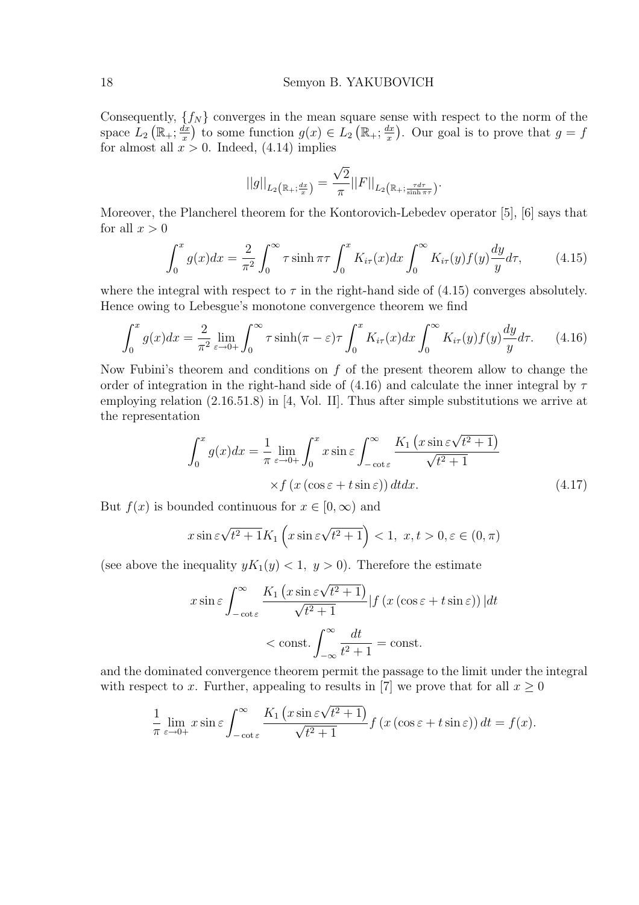Consequently, $\{f_N\}$ converges in the mean square sense with respect to the norm of the space $L_2\left(\mathbb{R}_+; \frac{dx}{x}\right)$ to some function $g(x) \in L_2\left(\mathbb{R}_+; \frac{dx}{x}\right)$. Our goal is to prove that $g = f$ for almost all $x > 0$. Indeed, (4.14) implies

$$||g||_{L_2\left(\mathbb{R}_+; \frac{dx}{x}\right)} = \frac{\sqrt{2}}{\pi}||F||_{L_2\left(\mathbb{R}_+; \frac{\tau d\tau}{\sinh \pi\tau}\right)}.$$

Moreover, the Plancherel theorem for the Kontorovich-Lebedev operator [5], [6] says that for all $x > 0$

$$\int_0^x g(x)dx = \frac{2}{\pi^2}\int_0^\infty \tau \sinh \pi\tau \int_0^x K_{i\tau}(x)dx \int_0^\infty K_{i\tau}(y)f(y)\frac{dy}{y}d\tau, \tag{4.15}$$

where the integral with respect to $\tau$ in the right-hand side of (4.15) converges absolutely. Hence owing to Lebesgue's monotone convergence theorem we find

$$\int_0^x g(x)dx = \frac{2}{\pi^2}\lim_{\varepsilon\to 0+}\int_0^\infty \tau \sinh(\pi-\varepsilon)\tau \int_0^x K_{i\tau}(x)dx \int_0^\infty K_{i\tau}(y)f(y)\frac{dy}{y}d\tau. \tag{4.16}$$

Now Fubini's theorem and conditions on $f$ of the present theorem allow to change the order of integration in the right-hand side of (4.16) and calculate the inner integral by $\tau$ employing relation (2.16.51.8) in [4, Vol. II]. Thus after simple substitutions we arrive at the representation

$$\int_0^x g(x)dx = \frac{1}{\pi}\lim_{\varepsilon\to 0+}\int_0^x x\sin\varepsilon \int_{-\cot\varepsilon}^\infty \frac{K_1\left(x\sin\varepsilon\sqrt{t^2+1}\right)}{\sqrt{t^2+1}} \times f\left(x\left(\cos\varepsilon + t\sin\varepsilon\right)\right)dtdx. \tag{4.17}$$

But $f(x)$ is bounded continuous for $x \in [0,\infty)$ and

$$x\sin\varepsilon\sqrt{t^2+1}K_1\left(x\sin\varepsilon\sqrt{t^2+1}\right) < 1, \ x,t > 0, \varepsilon \in (0,\pi)$$

(see above the inequality $yK_1(y) < 1, \ y > 0$). Therefore the estimate

$$x\sin\varepsilon\int_{-\cot\varepsilon}^\infty \frac{K_1\left(x\sin\varepsilon\sqrt{t^2+1}\right)}{\sqrt{t^2+1}}|f\left(x\left(\cos\varepsilon + t\sin\varepsilon\right)\right)|dt < \text{const.}\int_{-\infty}^\infty \frac{dt}{t^2+1} = \text{const.}$$

and the dominated convergence theorem permit the passage to the limit under the integral with respect to $x$. Further, appealing to results in [7] we prove that for all $x \geq 0$

$$\frac{1}{\pi}\lim_{\varepsilon\to 0+} x\sin\varepsilon\int_{-\cot\varepsilon}^\infty \frac{K_1\left(x\sin\varepsilon\sqrt{t^2+1}\right)}{\sqrt{t^2+1}}f\left(x\left(\cos\varepsilon + t\sin\varepsilon\right)\right)dt = f(x).$$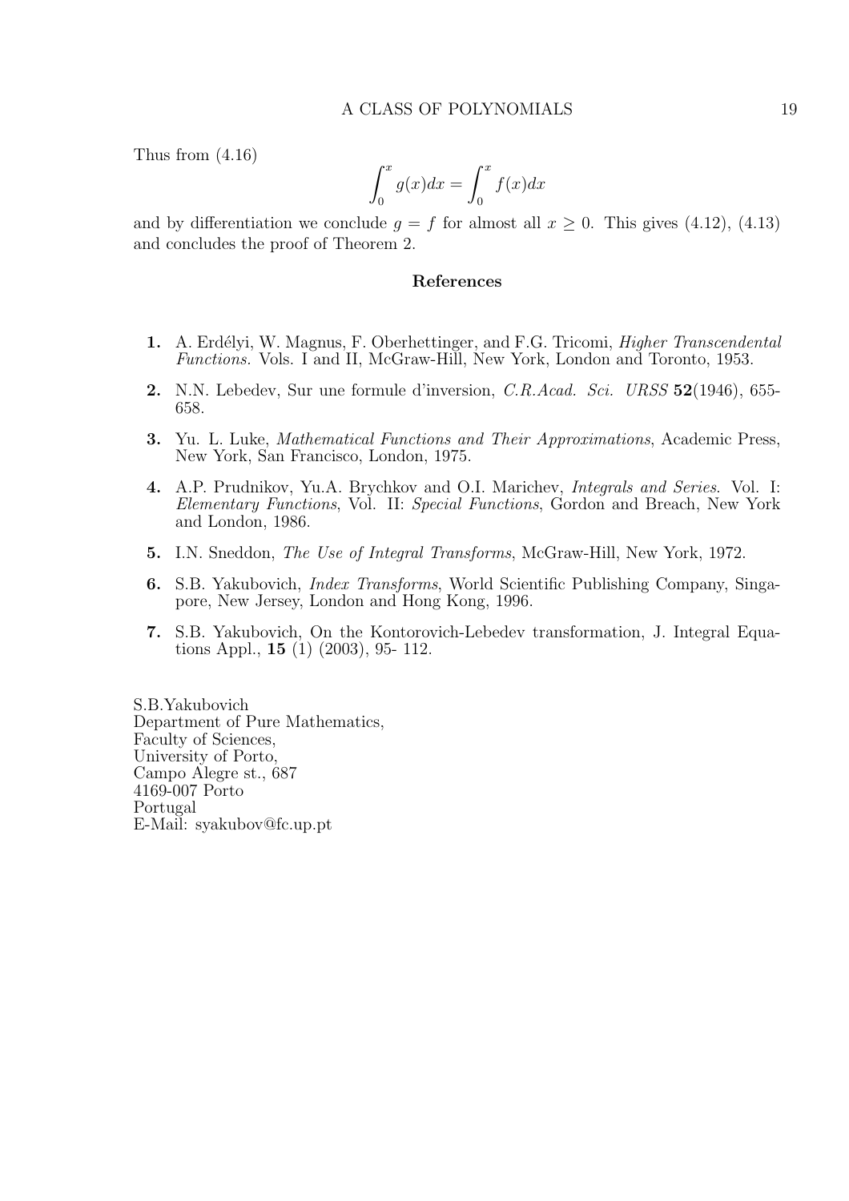Thus from (4.16)

$$\int_0^x g(x)dx = \int_0^x f(x)dx$$

and by differentiation we conclude $g = f$ for almost all $x \geq 0$. This gives (4.12), (4.13) and concludes the proof of Theorem 2.

## References

1. A. Erdélyi, W. Magnus, F. Oberhettinger, and F.G. Tricomi, *Higher Transcendental Functions.* Vols. I and II, McGraw-Hill, New York, London and Toronto, 1953.
2. N.N. Lebedev, Sur une formule d'inversion, *C.R.Acad. Sci. URSS* **52**(1946), 655-658.
3. Yu. L. Luke, *Mathematical Functions and Their Approximations*, Academic Press, New York, San Francisco, London, 1975.
4. A.P. Prudnikov, Yu.A. Brychkov and O.I. Marichev, *Integrals and Series.* Vol. I: *Elementary Functions*, Vol. II: *Special Functions*, Gordon and Breach, New York and London, 1986.
5. I.N. Sneddon, *The Use of Integral Transforms*, McGraw-Hill, New York, 1972.
6. S.B. Yakubovich, *Index Transforms*, World Scientific Publishing Company, Singapore, New Jersey, London and Hong Kong, 1996.
7. S.B. Yakubovich, On the Kontorovich-Lebedev transformation, J. Integral Equations Appl., **15** (1) (2003), 95- 112.

S.B.Yakubovich
Department of Pure Mathematics,
Faculty of Sciences,
University of Porto,
Campo Alegre st., 687
4169-007 Porto
Portugal
E-Mail: syakubov@fc.up.pt